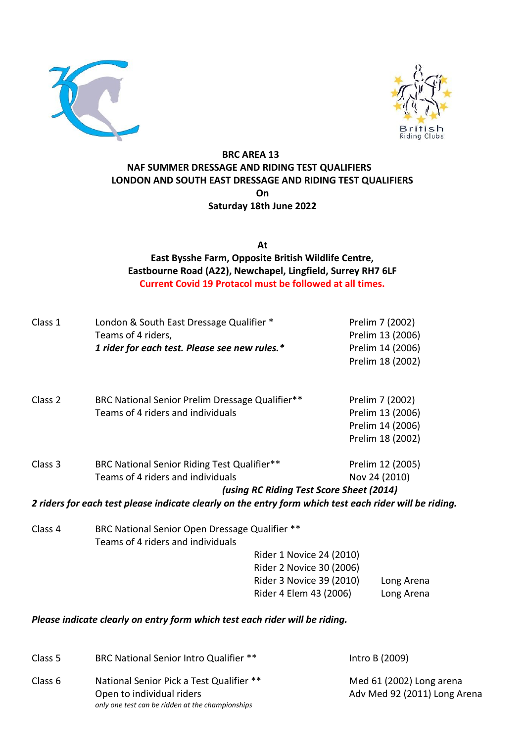**BRC AREA 13**
**NAF SUMMER DRESSAGE AND RIDING TEST QUALIFIERS**
**LONDON AND SOUTH EAST DRESSAGE AND RIDING TEST QUALIFIERS**
**On**
**Saturday 18th June 2022**

**At**
**East Bysshe Farm, Opposite British Wildlife Centre,**
**Eastbourne Road (A22), Newchapel, Lingfield, Surrey RH7 6LF**
**Current Covid 19 Protacol must be followed at all times.**

| | | |
|---|---|---|
| Class 1 | London & South East Dressage Qualifier *<br>Teams of 4 riders,<br>***1 rider for each test. Please see new rules.**** | Prelim 7 (2002)<br>Prelim 13 (2006)<br>Prelim 14 (2006)<br>Prelim 18 (2002) |
| Class 2 | BRC National Senior Prelim Dressage Qualifier**<br>Teams of 4 riders and individuals | Prelim 7 (2002)<br>Prelim 13 (2006)<br>Prelim 14 (2006)<br>Prelim 18 (2002) |
| Class 3 | BRC National Senior Riding Test Qualifier**<br>Teams of 4 riders and individuals | Prelim 12 (2005)<br>Nov 24 (2010) |

***(using RC Riding Test Score Sheet (2014)***

***2 riders for each test please indicate clearly on the entry form which test each rider will be riding.***

Class 4 BRC National Senior Open Dressage Qualifier **
Teams of 4 riders and individuals

Rider 1 Novice 24 (2010)
Rider 2 Novice 30 (2006)
Rider 3 Novice 39 (2010) Long Arena
Rider 4 Elem 43 (2006) Long Arena

***Please indicate clearly on entry form which test each rider will be riding.***

| | | |
|---|---|---|
| Class 5 | BRC National Senior Intro Qualifier ** | Intro B (2009) |
| Class 6 | National Senior Pick a Test Qualifier **<br>Open to individual riders<br>*only one test can be ridden at the championships* | Med 61 (2002) Long arena<br>Adv Med 92 (2011) Long Arena |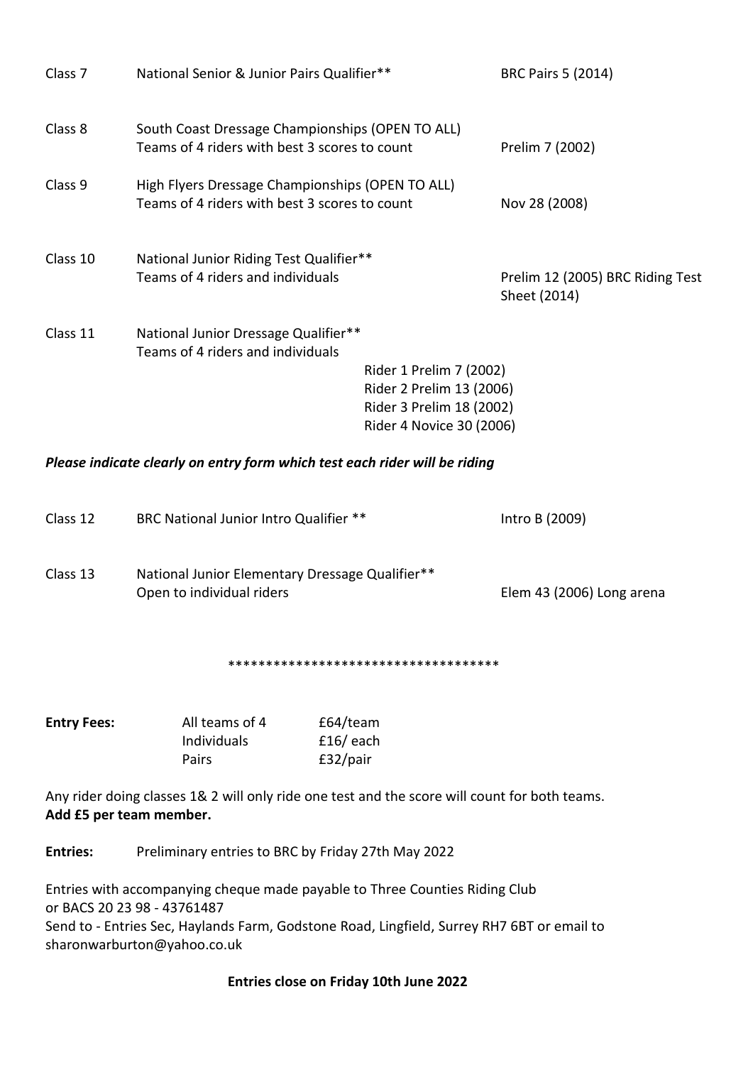| | | |
|---|---|---|
| Class 7 | National Senior & Junior Pairs Qualifier** | BRC Pairs 5 (2014) |
| Class 8 | South Coast Dressage Championships (OPEN TO ALL)<br>Teams of 4 riders with best 3 scores to count | Prelim 7 (2002) |
| Class 9 | High Flyers Dressage Championships (OPEN TO ALL)<br>Teams of 4 riders with best 3 scores to count | Nov 28 (2008) |
| Class 10 | National Junior Riding Test Qualifier**<br>Teams of 4 riders and individuals | Prelim 12 (2005) BRC Riding Test Sheet (2014) |
| Class 11 | National Junior Dressage Qualifier**<br>Teams of 4 riders and individuals<br>Rider 1 Prelim 7 (2002)<br>Rider 2 Prelim 13 (2006)<br>Rider 3 Prelim 18 (2002)<br>Rider 4 Novice 30 (2006) | |

***Please indicate clearly on entry form which test each rider will be riding***

| | | |
|---|---|---|
| Class 12 | BRC National Junior Intro Qualifier ** | Intro B (2009) |
| Class 13 | National Junior Elementary Dressage Qualifier**<br>Open to individual riders | Elem 43 (2006) Long arena |

\*\*\*\*\*\*\*\*\*\*\*\*\*\*\*\*\*\*\*\*\*\*\*\*\*\*\*\*\*\*\*\*\*\*\*\*

**Entry Fees:**

| | |
|---|---|
| All teams of 4 | £64/team |
| Individuals | £16/ each |
| Pairs | £32/pair |

Any rider doing classes 1& 2 will only ride one test and the score will count for both teams.
**Add £5 per team member.**

**Entries:** Preliminary entries to BRC by Friday 27th May 2022

Entries with accompanying cheque made payable to Three Counties Riding Club
or BACS 20 23 98 - 43761487
Send to - Entries Sec, Haylands Farm, Godstone Road, Lingfield, Surrey RH7 6BT or email to sharonwarburton@yahoo.co.uk

**Entries close on Friday 10th June 2022**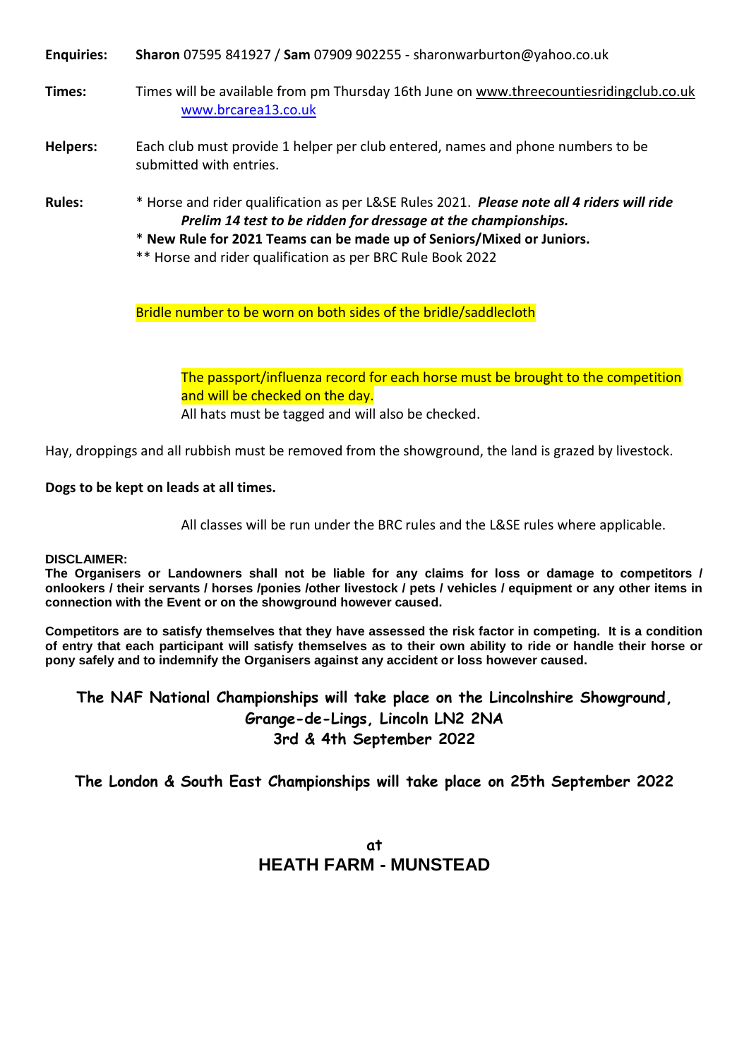**Enquiries:** **Sharon** 07595 841927 / **Sam** 07909 902255 - sharonwarburton@yahoo.co.uk

**Times:** Times will be available from pm Thursday 16th June on www.threecountiesridingclub.co.uk www.brcarea13.co.uk

**Helpers:** Each club must provide 1 helper per club entered, names and phone numbers to be submitted with entries.

**Rules:** * Horse and rider qualification as per L&SE Rules 2021. ***Please note all 4 riders will ride Prelim 14 test to be ridden for dressage at the championships.***
* **New Rule for 2021 Teams can be made up of Seniors/Mixed or Juniors.**
** Horse and rider qualification as per BRC Rule Book 2022

Bridle number to be worn on both sides of the bridle/saddlecloth

The passport/influenza record for each horse must be brought to the competition and will be checked on the day.
All hats must be tagged and will also be checked.

Hay, droppings and all rubbish must be removed from the showground, the land is grazed by livestock.

**Dogs to be kept on leads at all times.**

All classes will be run under the BRC rules and the L&SE rules where applicable.

**DISCLAIMER:**
**The Organisers or Landowners shall not be liable for any claims for loss or damage to competitors / onlookers / their servants / horses /ponies /other livestock / pets / vehicles / equipment or any other items in connection with the Event or on the showground however caused.**

**Competitors are to satisfy themselves that they have assessed the risk factor in competing. It is a condition of entry that each participant will satisfy themselves as to their own ability to ride or handle their horse or pony safely and to indemnify the Organisers against any accident or loss however caused.**

**The NAF National Championships will take place on the Lincolnshire Showground, Grange-de-Lings, Lincoln LN2 2NA**
**3rd & 4th September 2022**

**The London & South East Championships will take place on 25th September 2022**

**at**
**HEATH FARM - MUNSTEAD**